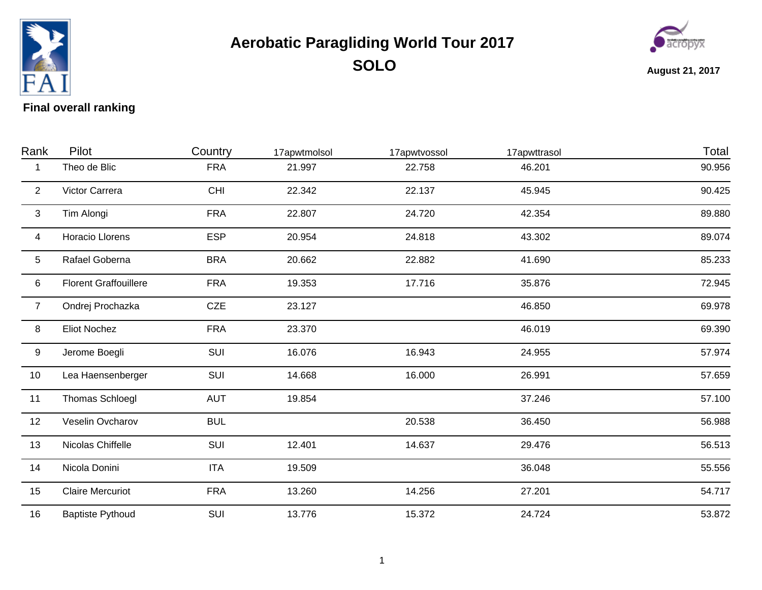# Aerobatic Paragliding World Tour 2017

## SOLO

August 21, 2017

**Final overall ranking**

| Rank | Pilot | Country | 17apwtmolsol | 17apwtvossol | 17apwttrasol | Total |
|---|---|---|---|---|---|---|
| 1 | Theo de Blic | FRA | 21.997 | 22.758 | 46.201 | 90.956 |
| 2 | Victor Carrera | CHI | 22.342 | 22.137 | 45.945 | 90.425 |
| 3 | Tim Alongi | FRA | 22.807 | 24.720 | 42.354 | 89.880 |
| 4 | Horacio Llorens | ESP | 20.954 | 24.818 | 43.302 | 89.074 |
| 5 | Rafael Goberna | BRA | 20.662 | 22.882 | 41.690 | 85.233 |
| 6 | Florent Graffouillere | FRA | 19.353 | 17.716 | 35.876 | 72.945 |
| 7 | Ondrej Prochazka | CZE | 23.127 | | 46.850 | 69.978 |
| 8 | Eliot Nochez | FRA | 23.370 | | 46.019 | 69.390 |
| 9 | Jerome Boegli | SUI | 16.076 | 16.943 | 24.955 | 57.974 |
| 10 | Lea Haensenberger | SUI | 14.668 | 16.000 | 26.991 | 57.659 |
| 11 | Thomas Schloegl | AUT | 19.854 | | 37.246 | 57.100 |
| 12 | Veselin Ovcharov | BUL | | 20.538 | 36.450 | 56.988 |
| 13 | Nicolas Chiffelle | SUI | 12.401 | 14.637 | 29.476 | 56.513 |
| 14 | Nicola Donini | ITA | 19.509 | | 36.048 | 55.556 |
| 15 | Claire Mercuriot | FRA | 13.260 | 14.256 | 27.201 | 54.717 |
| 16 | Baptiste Pythoud | SUI | 13.776 | 15.372 | 24.724 | 53.872 |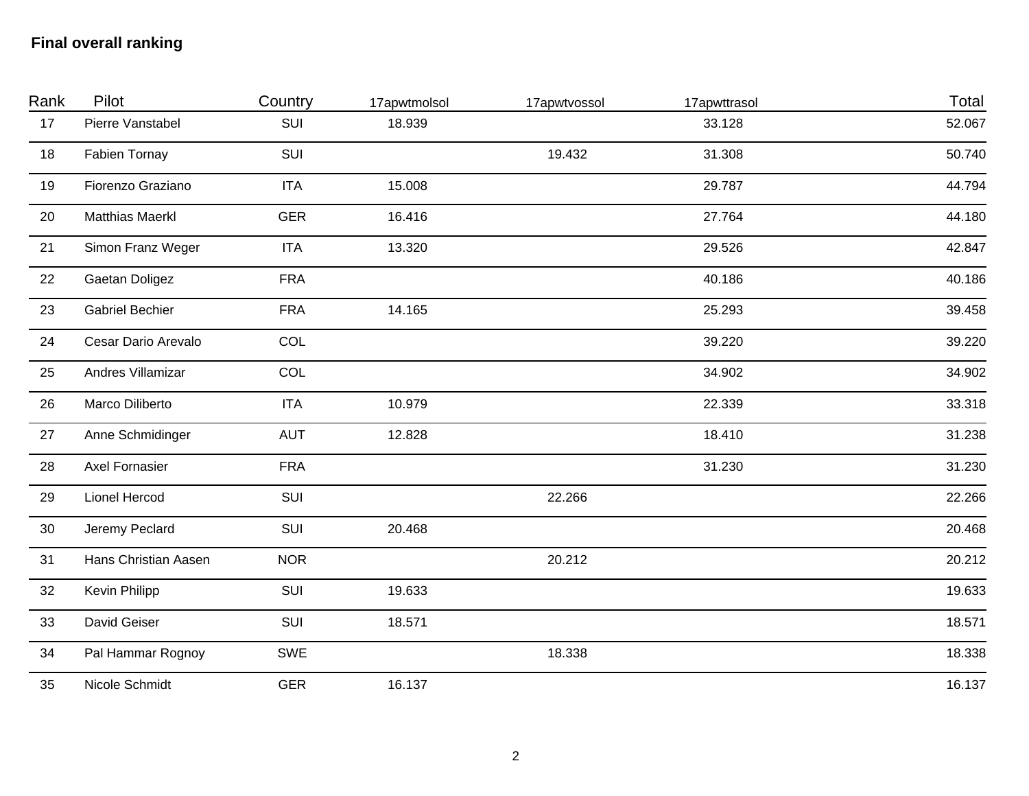**Final overall ranking**

| Rank | Pilot | Country | 17apwtmolsol | 17apwtvossol | 17apwttrasol | Total |
|---|---|---|---|---|---|---|
| 17 | Pierre Vanstabel | SUI | 18.939 | | 33.128 | 52.067 |
| 18 | Fabien Tornay | SUI | | 19.432 | 31.308 | 50.740 |
| 19 | Fiorenzo Graziano | ITA | 15.008 | | 29.787 | 44.794 |
| 20 | Matthias Maerkl | GER | 16.416 | | 27.764 | 44.180 |
| 21 | Simon Franz Weger | ITA | 13.320 | | 29.526 | 42.847 |
| 22 | Gaetan Doligez | FRA | | | 40.186 | 40.186 |
| 23 | Gabriel Bechier | FRA | 14.165 | | 25.293 | 39.458 |
| 24 | Cesar Dario Arevalo | COL | | | 39.220 | 39.220 |
| 25 | Andres Villamizar | COL | | | 34.902 | 34.902 |
| 26 | Marco Diliberto | ITA | 10.979 | | 22.339 | 33.318 |
| 27 | Anne Schmidinger | AUT | 12.828 | | 18.410 | 31.238 |
| 28 | Axel Fornasier | FRA | | | 31.230 | 31.230 |
| 29 | Lionel Hercod | SUI | | 22.266 | | 22.266 |
| 30 | Jeremy Peclard | SUI | 20.468 | | | 20.468 |
| 31 | Hans Christian Aasen | NOR | | 20.212 | | 20.212 |
| 32 | Kevin Philipp | SUI | 19.633 | | | 19.633 |
| 33 | David Geiser | SUI | 18.571 | | | 18.571 |
| 34 | Pal Hammar Rognoy | SWE | | 18.338 | | 18.338 |
| 35 | Nicole Schmidt | GER | 16.137 | | | 16.137 |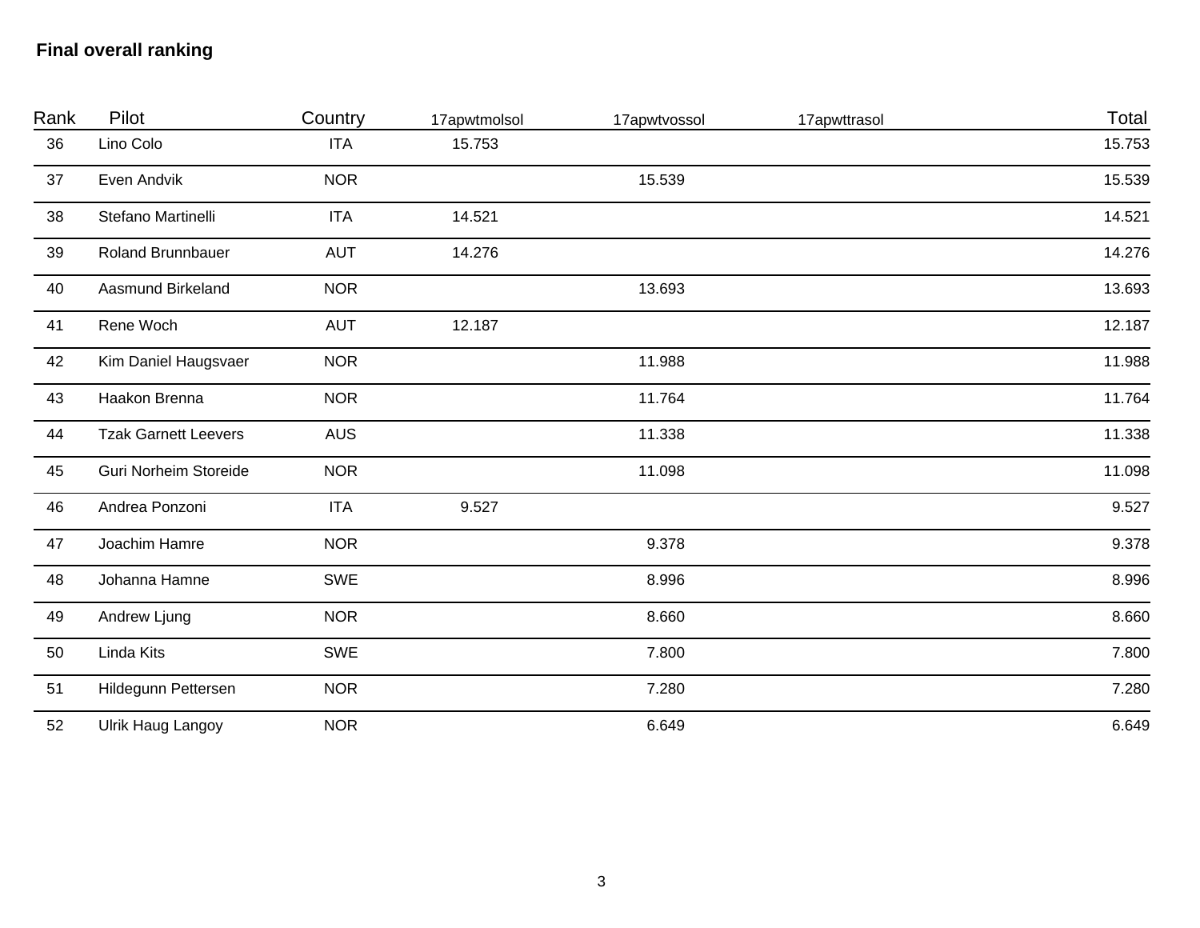**Final overall ranking**

| Rank | Pilot | Country | 17apwtmolsol | 17apwtvossol | 17apwttrasol | Total |
|---|---|---|---|---|---|---|
| 36 | Lino Colo | ITA | 15.753 | | | 15.753 |
| 37 | Even Andvik | NOR | | 15.539 | | 15.539 |
| 38 | Stefano Martinelli | ITA | 14.521 | | | 14.521 |
| 39 | Roland Brunnbauer | AUT | 14.276 | | | 14.276 |
| 40 | Aasmund Birkeland | NOR | | 13.693 | | 13.693 |
| 41 | Rene Woch | AUT | 12.187 | | | 12.187 |
| 42 | Kim Daniel Haugsvaer | NOR | | 11.988 | | 11.988 |
| 43 | Haakon Brenna | NOR | | 11.764 | | 11.764 |
| 44 | Tzak Garnett Leevers | AUS | | 11.338 | | 11.338 |
| 45 | Guri Norheim Storeide | NOR | | 11.098 | | 11.098 |
| 46 | Andrea Ponzoni | ITA | 9.527 | | | 9.527 |
| 47 | Joachim Hamre | NOR | | 9.378 | | 9.378 |
| 48 | Johanna Hamne | SWE | | 8.996 | | 8.996 |
| 49 | Andrew Ljung | NOR | | 8.660 | | 8.660 |
| 50 | Linda Kits | SWE | | 7.800 | | 7.800 |
| 51 | Hildegunn Pettersen | NOR | | 7.280 | | 7.280 |
| 52 | Ulrik Haug Langoy | NOR | | 6.649 | | 6.649 |